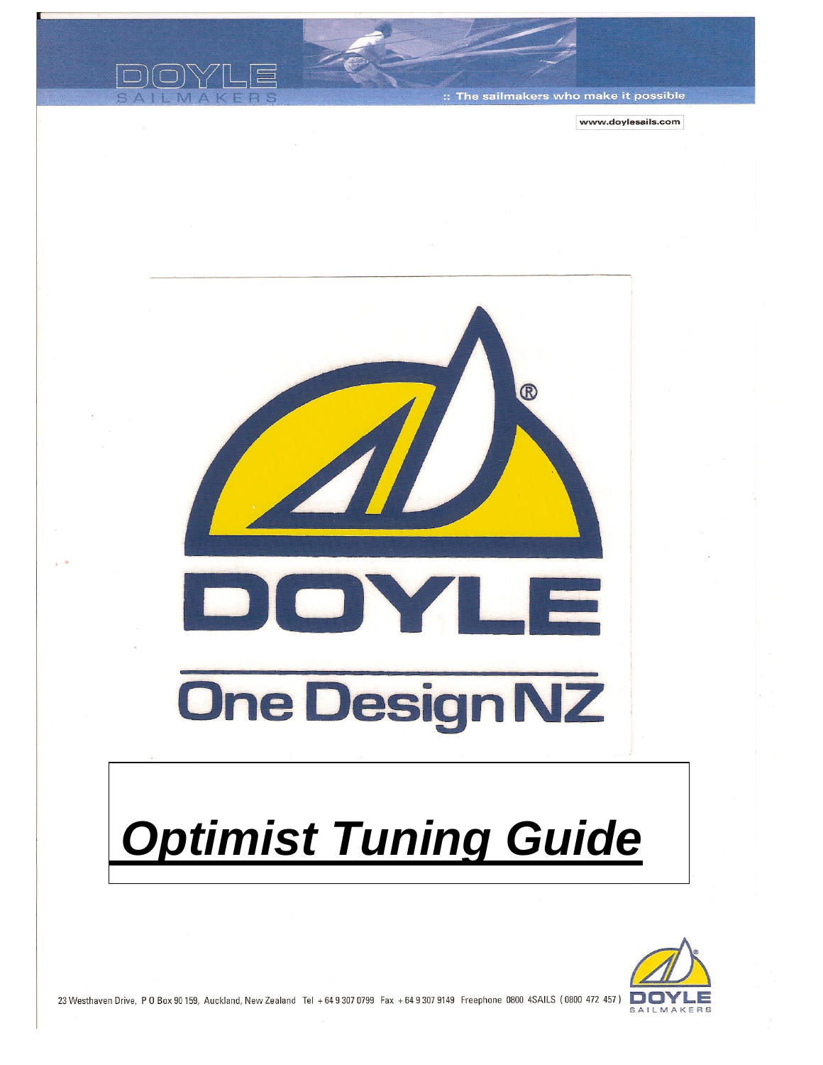DOYLE SAILMAKERS

:: The sailmakers who make it possible

www.doylesails.com

DOYLE

One Design NZ

# Optimist Tuning Guide

23 Westhaven Drive, P O Box 90 159, Auckland, New Zealand Tel + 64 9 307 0799 Fax + 64 9 307 9149 Freephone 0800 4SAILS (0800 472 457)

DOYLE SAILMAKERS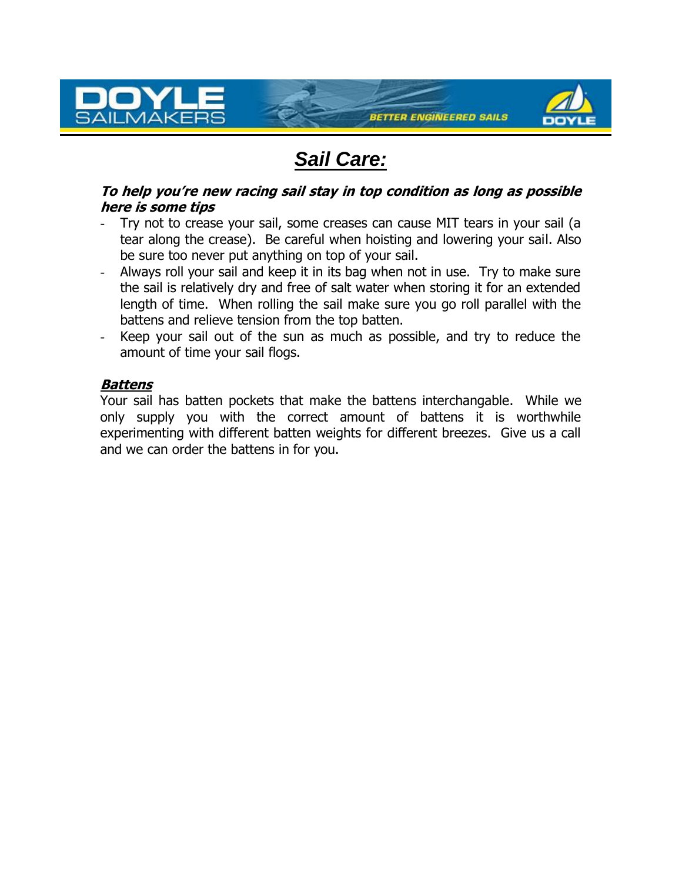# ***Sail Care:***

***To help you're new racing sail stay in top condition as long as possible here is some tips***

- Try not to crease your sail, some creases can cause MIT tears in your sail (a tear along the crease). Be careful when hoisting and lowering your sail. Also be sure too never put anything on top of your sail.
- Always roll your sail and keep it in its bag when not in use. Try to make sure the sail is relatively dry and free of salt water when storing it for an extended length of time. When rolling the sail make sure you go roll parallel with the battens and relieve tension from the top batten.
- Keep your sail out of the sun as much as possible, and try to reduce the amount of time your sail flogs.

***Battens***

Your sail has batten pockets that make the battens interchangable. While we only supply you with the correct amount of battens it is worthwhile experimenting with different batten weights for different breezes. Give us a call and we can order the battens in for you.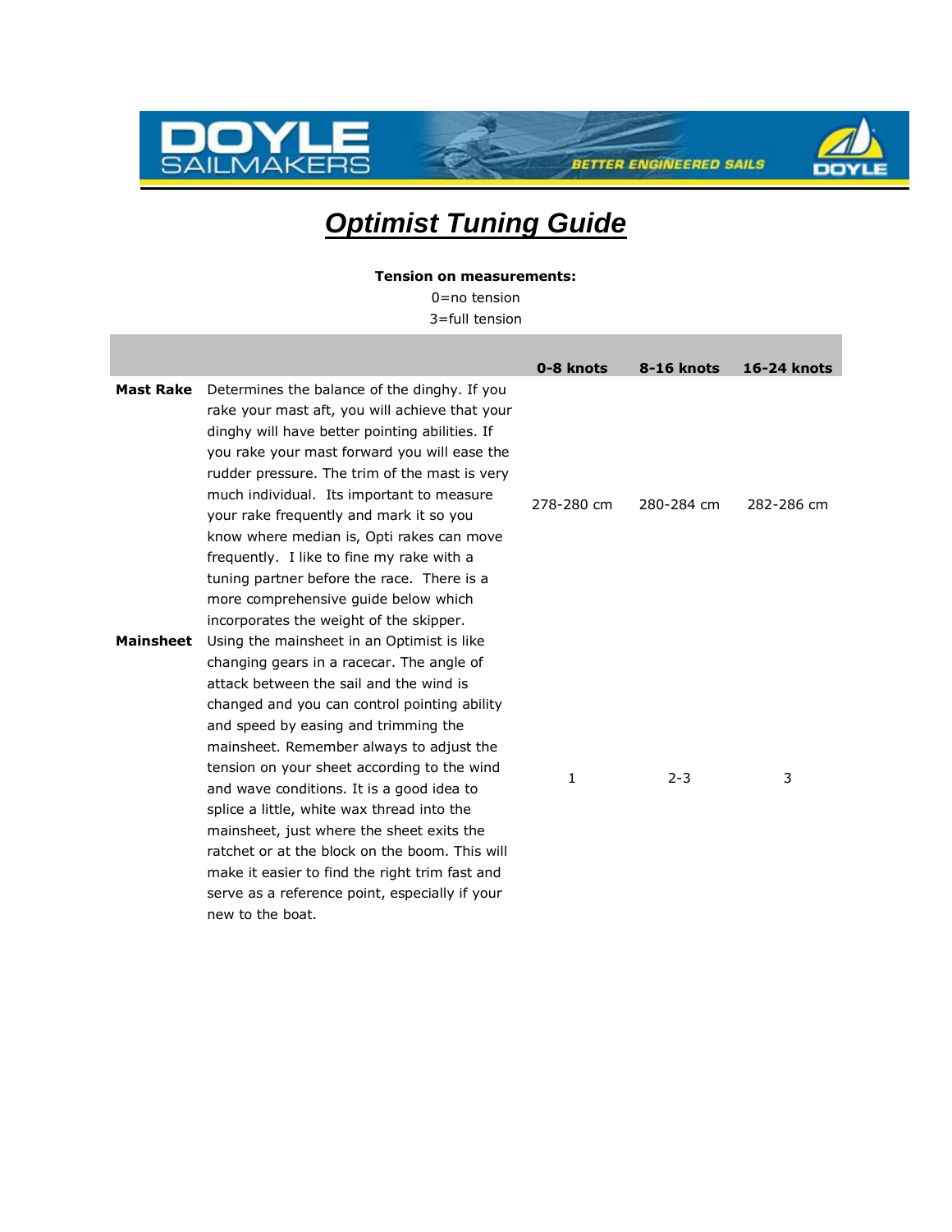# Optimist Tuning Guide

**Tension on measurements:**

0=no tension

3=full tension

| | | 0-8 knots | 8-16 knots | 16-24 knots |
|---|---|---|---|---|
| **Mast Rake** | Determines the balance of the dinghy. If you rake your mast aft, you will achieve that your dinghy will have better pointing abilities. If you rake your mast forward you will ease the rudder pressure. The trim of the mast is very much individual. Its important to measure your rake frequently and mark it so you know where median is, Opti rakes can move frequently. I like to fine my rake with a tuning partner before the race. There is a more comprehensive guide below which incorporates the weight of the skipper. | 278-280 cm | 280-284 cm | 282-286 cm |
| **Mainsheet** | Using the mainsheet in an Optimist is like changing gears in a racecar. The angle of attack between the sail and the wind is changed and you can control pointing ability and speed by easing and trimming the mainsheet. Remember always to adjust the tension on your sheet according to the wind and wave conditions. It is a good idea to splice a little, white wax thread into the mainsheet, just where the sheet exits the ratchet or at the block on the boom. This will make it easier to find the right trim fast and serve as a reference point, especially if your new to the boat. | 1 | 2-3 | 3 |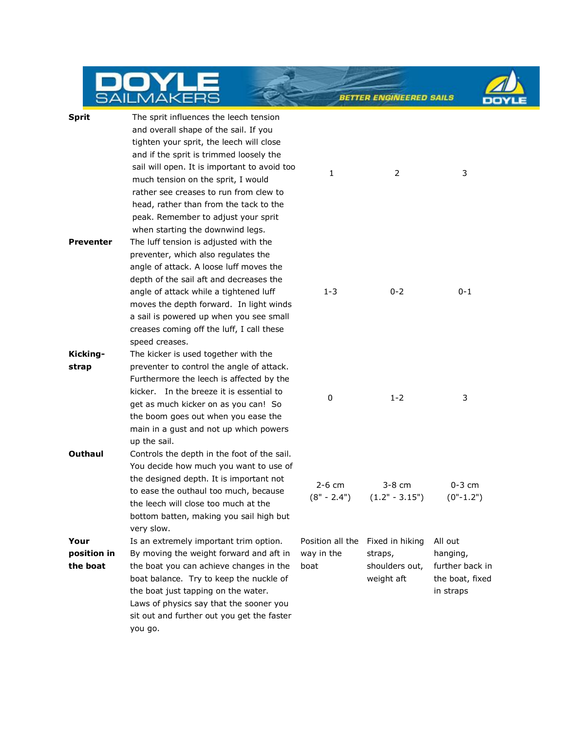| | | | | |
|---|---|---|---|---|
| **Sprit** | The sprit influences the leech tension and overall shape of the sail. If you tighten your sprit, the leech will close and if the sprit is trimmed loosely the sail will open. It is important to avoid too much tension on the sprit, I would rather see creases to run from clew to head, rather than from the tack to the peak. Remember to adjust your sprit when starting the downwind legs. | 1 | 2 | 3 |
| **Preventer** | The luff tension is adjusted with the preventer, which also regulates the angle of attack. A loose luff moves the depth of the sail aft and decreases the angle of attack while a tightened luff moves the depth forward. In light winds a sail is powered up when you see small creases coming off the luff, I call these speed creases. | 1-3 | 0-2 | 0-1 |
| **Kicking-strap** | The kicker is used together with the preventer to control the angle of attack. Furthermore the leech is affected by the kicker. In the breeze it is essential to get as much kicker on as you can! So the boom goes out when you ease the main in a gust and not up which powers up the sail. | 0 | 1-2 | 3 |
| **Outhaul** | Controls the depth in the foot of the sail. You decide how much you want to use of the designed depth. It is important not to ease the outhaul too much, because the leech will close too much at the bottom batten, making you sail high but very slow. | 2-6 cm (8" - 2.4") | 3-8 cm (1.2" - 3.15") | 0-3 cm (0"-1.2") |
| **Your position in the boat** | Is an extremely important trim option. By moving the weight forward and aft in the boat you can achieve changes in the boat balance. Try to keep the nuckle of the boat just tapping on the water. Laws of physics say that the sooner you sit out and further out you get the faster you go. | Position all the way in the boat | Fixed in hiking straps, shoulders out, weight aft | All out hanging, further back in the boat, fixed in straps |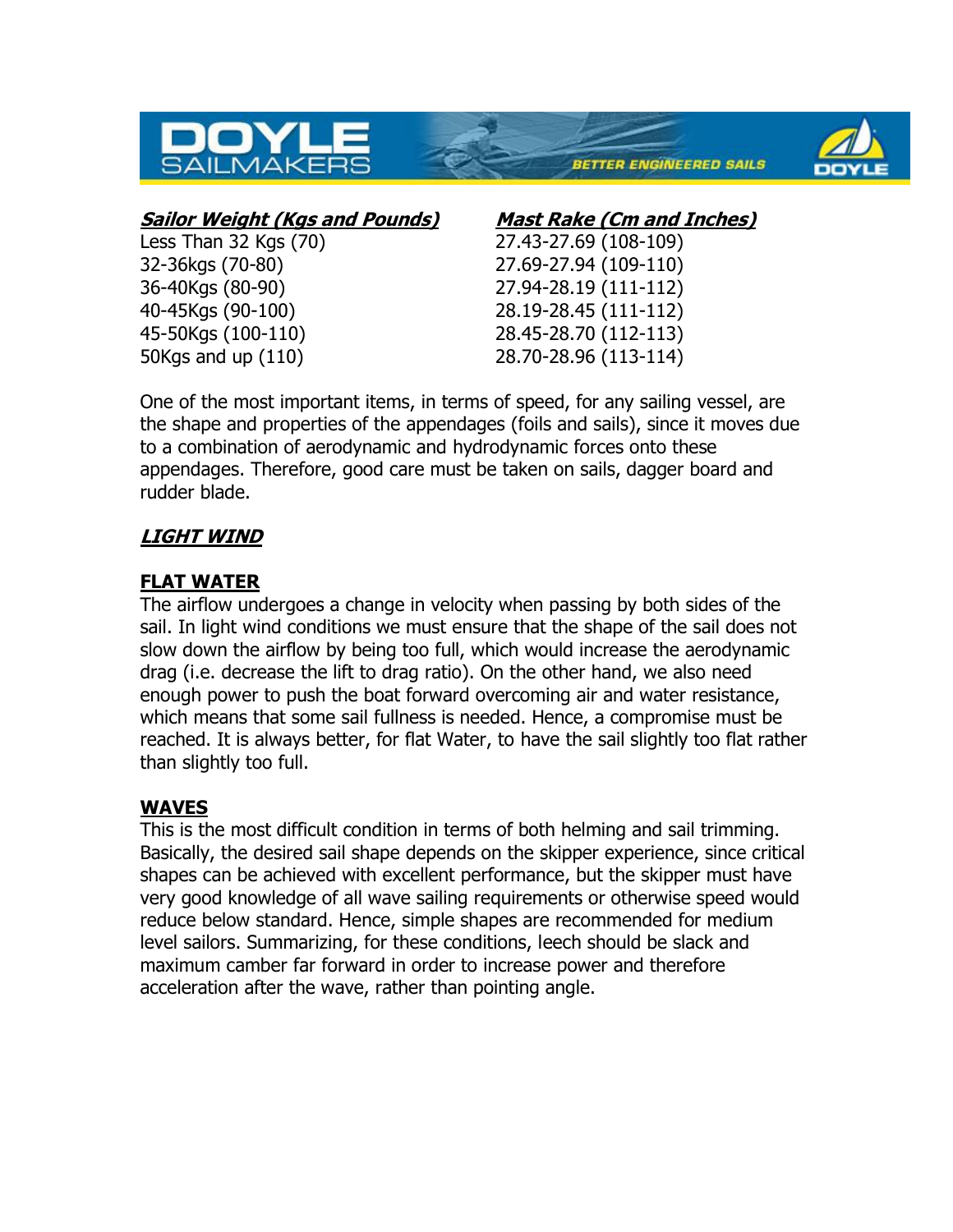| ***Sailor Weight (Kgs and Pounds)*** | ***Mast Rake (Cm and Inches)*** |
|---|---|
| Less Than 32 Kgs (70) | 27.43-27.69 (108-109) |
| 32-36kgs (70-80) | 27.69-27.94 (109-110) |
| 36-40Kgs (80-90) | 27.94-28.19 (111-112) |
| 40-45Kgs (90-100) | 28.19-28.45 (111-112) |
| 45-50Kgs (100-110) | 28.45-28.70 (112-113) |
| 50Kgs and up (110) | 28.70-28.96 (113-114) |

One of the most important items, in terms of speed, for any sailing vessel, are the shape and properties of the appendages (foils and sails), since it moves due to a combination of aerodynamic and hydrodynamic forces onto these appendages. Therefore, good care must be taken on sails, dagger board and rudder blade.

## ***LIGHT WIND***

### FLAT WATER

The airflow undergoes a change in velocity when passing by both sides of the sail. In light wind conditions we must ensure that the shape of the sail does not slow down the airflow by being too full, which would increase the aerodynamic drag (i.e. decrease the lift to drag ratio). On the other hand, we also need enough power to push the boat forward overcoming air and water resistance, which means that some sail fullness is needed. Hence, a compromise must be reached. It is always better, for flat Water, to have the sail slightly too flat rather than slightly too full.

### WAVES

This is the most difficult condition in terms of both helming and sail trimming. Basically, the desired sail shape depends on the skipper experience, since critical shapes can be achieved with excellent performance, but the skipper must have very good knowledge of all wave sailing requirements or otherwise speed would reduce below standard. Hence, simple shapes are recommended for medium level sailors. Summarizing, for these conditions, leech should be slack and maximum camber far forward in order to increase power and therefore acceleration after the wave, rather than pointing angle.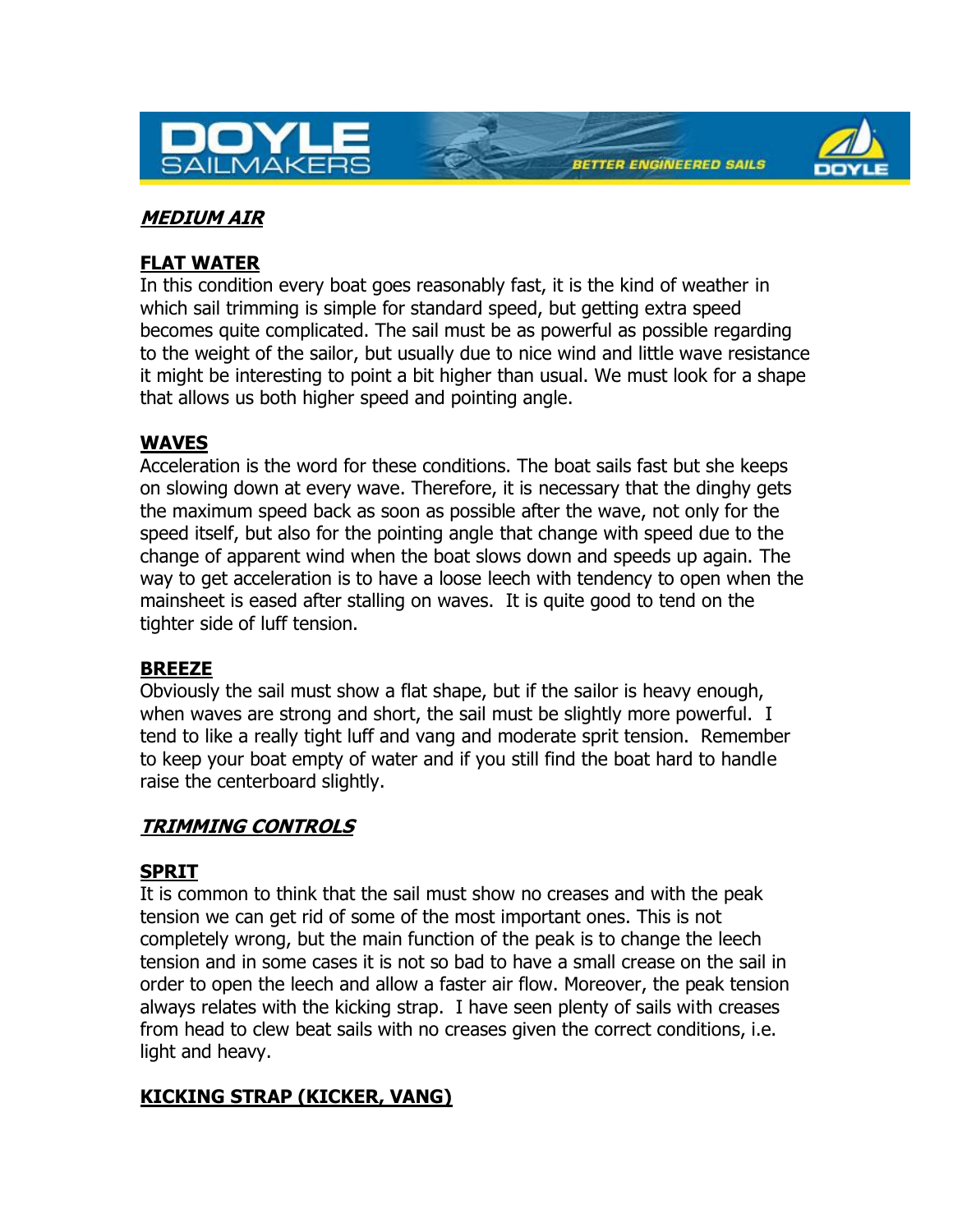## ***MEDIUM AIR***

### **FLAT WATER**

In this condition every boat goes reasonably fast, it is the kind of weather in which sail trimming is simple for standard speed, but getting extra speed becomes quite complicated. The sail must be as powerful as possible regarding to the weight of the sailor, but usually due to nice wind and little wave resistance it might be interesting to point a bit higher than usual. We must look for a shape that allows us both higher speed and pointing angle.

### **WAVES**

Acceleration is the word for these conditions. The boat sails fast but she keeps on slowing down at every wave. Therefore, it is necessary that the dinghy gets the maximum speed back as soon as possible after the wave, not only for the speed itself, but also for the pointing angle that change with speed due to the change of apparent wind when the boat slows down and speeds up again. The way to get acceleration is to have a loose leech with tendency to open when the mainsheet is eased after stalling on waves. It is quite good to tend on the tighter side of luff tension.

### **BREEZE**

Obviously the sail must show a flat shape, but if the sailor is heavy enough, when waves are strong and short, the sail must be slightly more powerful. I tend to like a really tight luff and vang and moderate sprit tension. Remember to keep your boat empty of water and if you still find the boat hard to handle raise the centerboard slightly.

## ***TRIMMING CONTROLS***

### **SPRIT**

It is common to think that the sail must show no creases and with the peak tension we can get rid of some of the most important ones. This is not completely wrong, but the main function of the peak is to change the leech tension and in some cases it is not so bad to have a small crease on the sail in order to open the leech and allow a faster air flow. Moreover, the peak tension always relates with the kicking strap. I have seen plenty of sails with creases from head to clew beat sails with no creases given the correct conditions, i.e. light and heavy.

### **KICKING STRAP (KICKER, VANG)**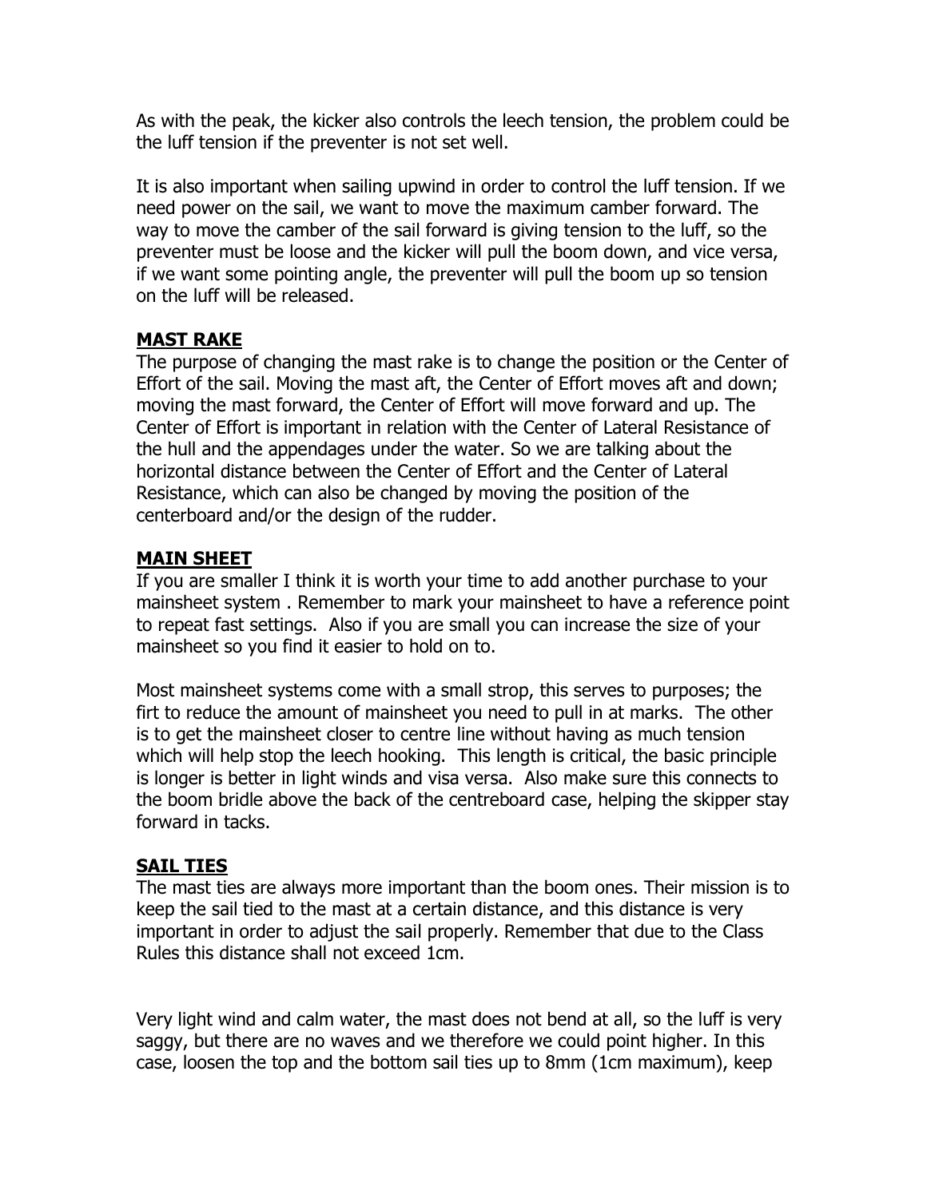As with the peak, the kicker also controls the leech tension, the problem could be the luff tension if the preventer is not set well.

It is also important when sailing upwind in order to control the luff tension. If we need power on the sail, we want to move the maximum camber forward. The way to move the camber of the sail forward is giving tension to the luff, so the preventer must be loose and the kicker will pull the boom down, and vice versa, if we want some pointing angle, the preventer will pull the boom up so tension on the luff will be released.

## MAST RAKE

The purpose of changing the mast rake is to change the position or the Center of Effort of the sail. Moving the mast aft, the Center of Effort moves aft and down; moving the mast forward, the Center of Effort will move forward and up. The Center of Effort is important in relation with the Center of Lateral Resistance of the hull and the appendages under the water. So we are talking about the horizontal distance between the Center of Effort and the Center of Lateral Resistance, which can also be changed by moving the position of the centerboard and/or the design of the rudder.

## MAIN SHEET

If you are smaller I think it is worth your time to add another purchase to your mainsheet system . Remember to mark your mainsheet to have a reference point to repeat fast settings. Also if you are small you can increase the size of your mainsheet so you find it easier to hold on to.

Most mainsheet systems come with a small strop, this serves to purposes; the firt to reduce the amount of mainsheet you need to pull in at marks. The other is to get the mainsheet closer to centre line without having as much tension which will help stop the leech hooking. This length is critical, the basic principle is longer is better in light winds and visa versa. Also make sure this connects to the boom bridle above the back of the centreboard case, helping the skipper stay forward in tacks.

## SAIL TIES

The mast ties are always more important than the boom ones. Their mission is to keep the sail tied to the mast at a certain distance, and this distance is very important in order to adjust the sail properly. Remember that due to the Class Rules this distance shall not exceed 1cm.

Very light wind and calm water, the mast does not bend at all, so the luff is very saggy, but there are no waves and we therefore we could point higher. In this case, loosen the top and the bottom sail ties up to 8mm (1cm maximum), keep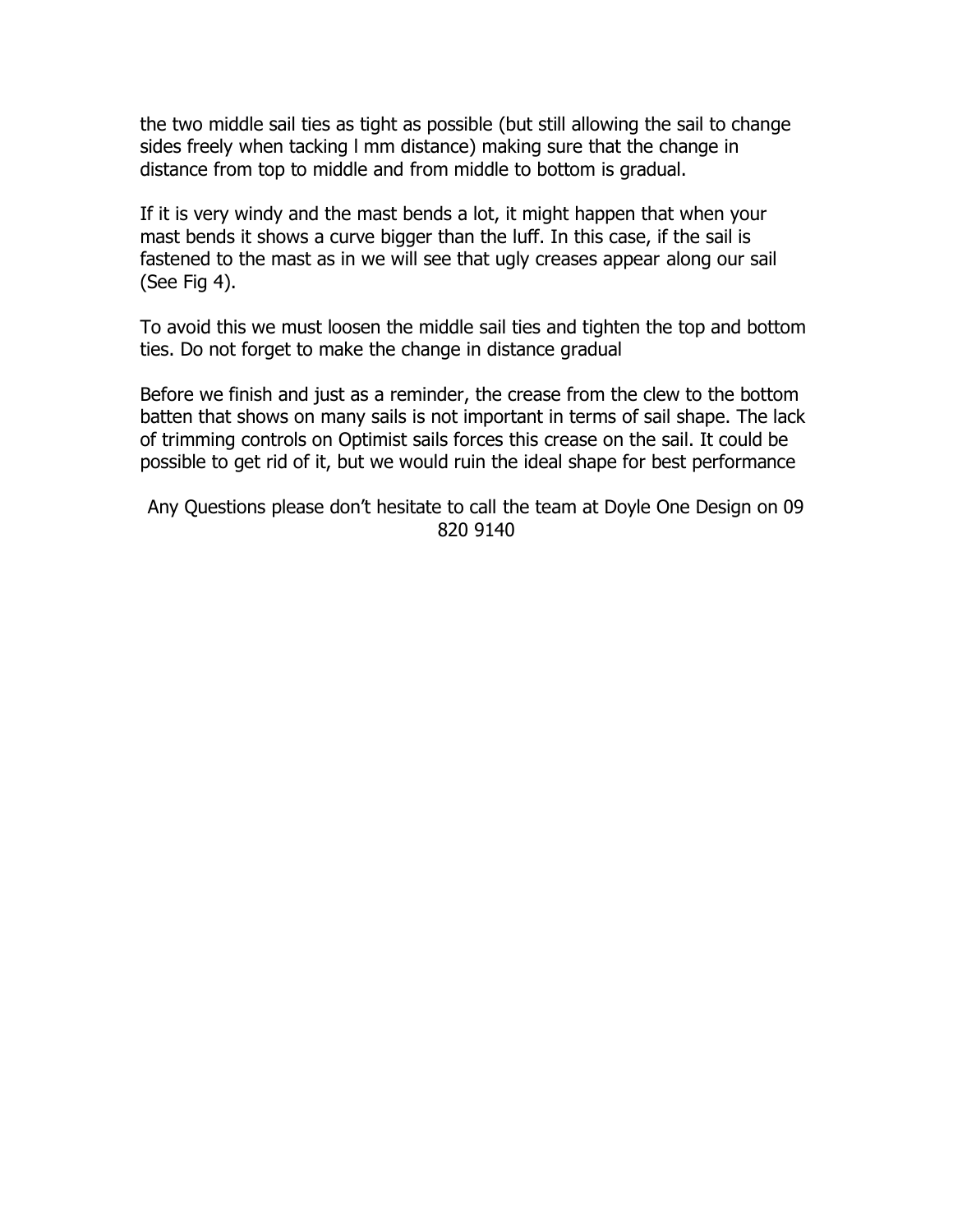the two middle sail ties as tight as possible (but still allowing the sail to change sides freely when tacking l mm distance) making sure that the change in distance from top to middle and from middle to bottom is gradual.

If it is very windy and the mast bends a lot, it might happen that when your mast bends it shows a curve bigger than the luff. In this case, if the sail is fastened to the mast as in we will see that ugly creases appear along our sail (See Fig 4).

To avoid this we must loosen the middle sail ties and tighten the top and bottom ties. Do not forget to make the change in distance gradual

Before we finish and just as a reminder, the crease from the clew to the bottom batten that shows on many sails is not important in terms of sail shape. The lack of trimming controls on Optimist sails forces this crease on the sail. It could be possible to get rid of it, but we would ruin the ideal shape for best performance

Any Questions please don't hesitate to call the team at Doyle One Design on 09 820 9140